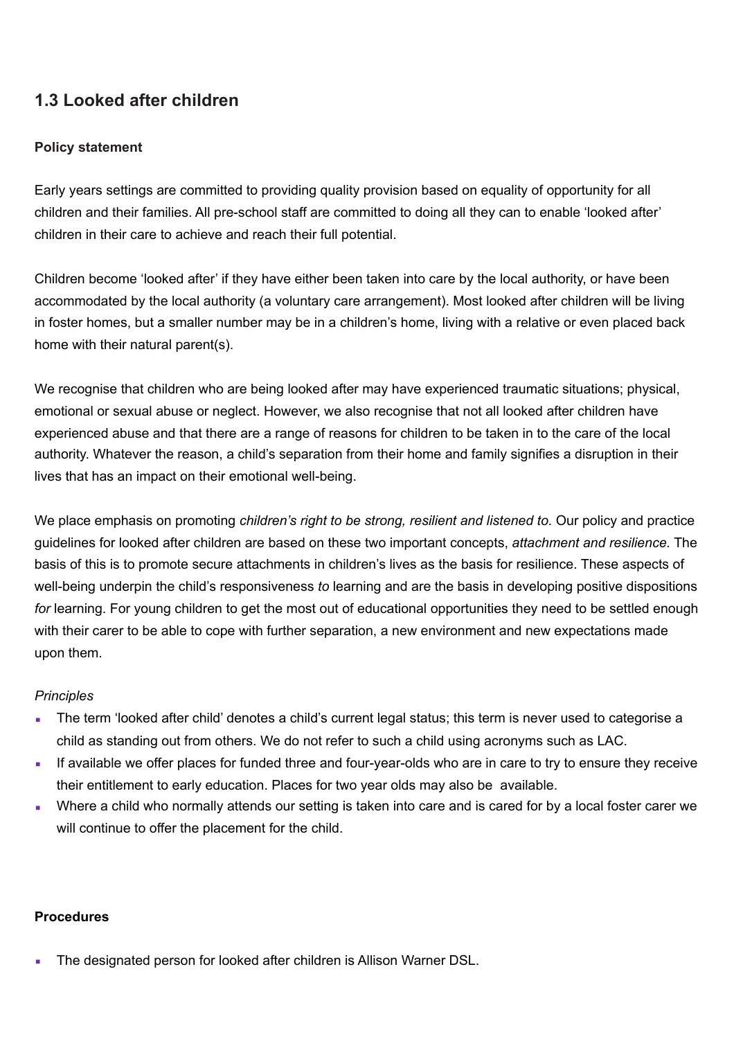## 1.3 Looked after children

**Policy statement**

Early years settings are committed to providing quality provision based on equality of opportunity for all children and their families. All pre-school staff are committed to doing all they can to enable 'looked after' children in their care to achieve and reach their full potential.

Children become 'looked after' if they have either been taken into care by the local authority, or have been accommodated by the local authority (a voluntary care arrangement). Most looked after children will be living in foster homes, but a smaller number may be in a children's home, living with a relative or even placed back home with their natural parent(s).

We recognise that children who are being looked after may have experienced traumatic situations; physical, emotional or sexual abuse or neglect. However, we also recognise that not all looked after children have experienced abuse and that there are a range of reasons for children to be taken in to the care of the local authority. Whatever the reason, a child's separation from their home and family signifies a disruption in their lives that has an impact on their emotional well-being.

We place emphasis on promoting *children's right to be strong, resilient and listened to.* Our policy and practice guidelines for looked after children are based on these two important concepts, *attachment and resilience.* The basis of this is to promote secure attachments in children's lives as the basis for resilience. These aspects of well-being underpin the child's responsiveness *to* learning and are the basis in developing positive dispositions *for* learning. For young children to get the most out of educational opportunities they need to be settled enough with their carer to be able to cope with further separation, a new environment and new expectations made upon them.

*Principles*

- The term 'looked after child' denotes a child's current legal status; this term is never used to categorise a child as standing out from others. We do not refer to such a child using acronyms such as LAC.
- If available we offer places for funded three and four-year-olds who are in care to try to ensure they receive their entitlement to early education. Places for two year olds may also be available.
- Where a child who normally attends our setting is taken into care and is cared for by a local foster carer we will continue to offer the placement for the child.

**Procedures**

- The designated person for looked after children is Allison Warner DSL.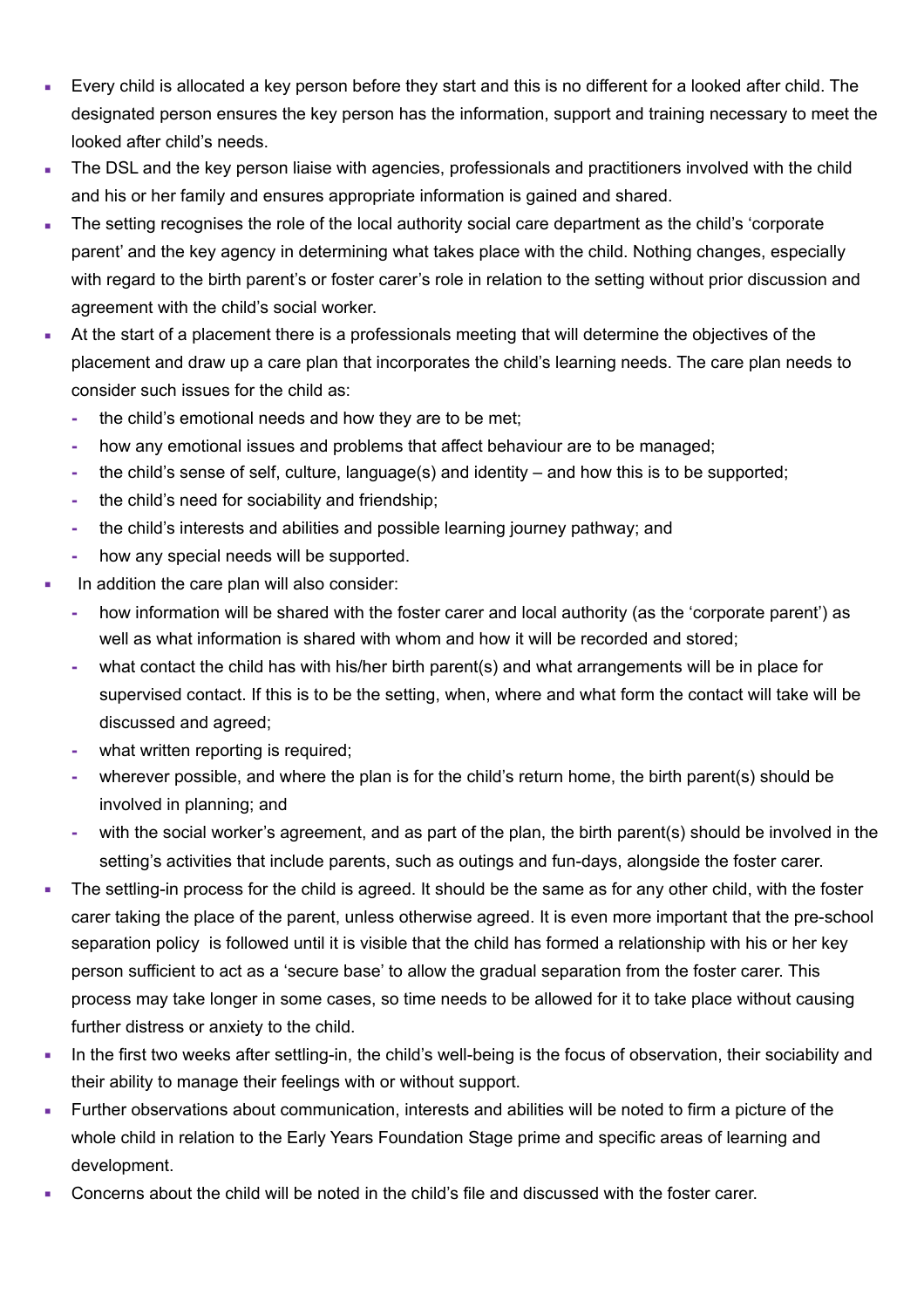- Every child is allocated a key person before they start and this is no different for a looked after child. The designated person ensures the key person has the information, support and training necessary to meet the looked after child's needs.
- The DSL and the key person liaise with agencies, professionals and practitioners involved with the child and his or her family and ensures appropriate information is gained and shared.
- The setting recognises the role of the local authority social care department as the child's 'corporate parent' and the key agency in determining what takes place with the child. Nothing changes, especially with regard to the birth parent's or foster carer's role in relation to the setting without prior discussion and agreement with the child's social worker.
- At the start of a placement there is a professionals meeting that will determine the objectives of the placement and draw up a care plan that incorporates the child's learning needs. The care plan needs to consider such issues for the child as:
  - the child's emotional needs and how they are to be met;
  - how any emotional issues and problems that affect behaviour are to be managed;
  - the child's sense of self, culture, language(s) and identity – and how this is to be supported;
  - the child's need for sociability and friendship;
  - the child's interests and abilities and possible learning journey pathway; and
  - how any special needs will be supported.
- In addition the care plan will also consider:
  - how information will be shared with the foster carer and local authority (as the 'corporate parent') as well as what information is shared with whom and how it will be recorded and stored;
  - what contact the child has with his/her birth parent(s) and what arrangements will be in place for supervised contact. If this is to be the setting, when, where and what form the contact will take will be discussed and agreed;
  - what written reporting is required;
  - wherever possible, and where the plan is for the child's return home, the birth parent(s) should be involved in planning; and
  - with the social worker's agreement, and as part of the plan, the birth parent(s) should be involved in the setting's activities that include parents, such as outings and fun-days, alongside the foster carer.
- The settling-in process for the child is agreed. It should be the same as for any other child, with the foster carer taking the place of the parent, unless otherwise agreed. It is even more important that the pre-school separation policy is followed until it is visible that the child has formed a relationship with his or her key person sufficient to act as a 'secure base' to allow the gradual separation from the foster carer. This process may take longer in some cases, so time needs to be allowed for it to take place without causing further distress or anxiety to the child.
- In the first two weeks after settling-in, the child's well-being is the focus of observation, their sociability and their ability to manage their feelings with or without support.
- Further observations about communication, interests and abilities will be noted to firm a picture of the whole child in relation to the Early Years Foundation Stage prime and specific areas of learning and development.
- Concerns about the child will be noted in the child's file and discussed with the foster carer.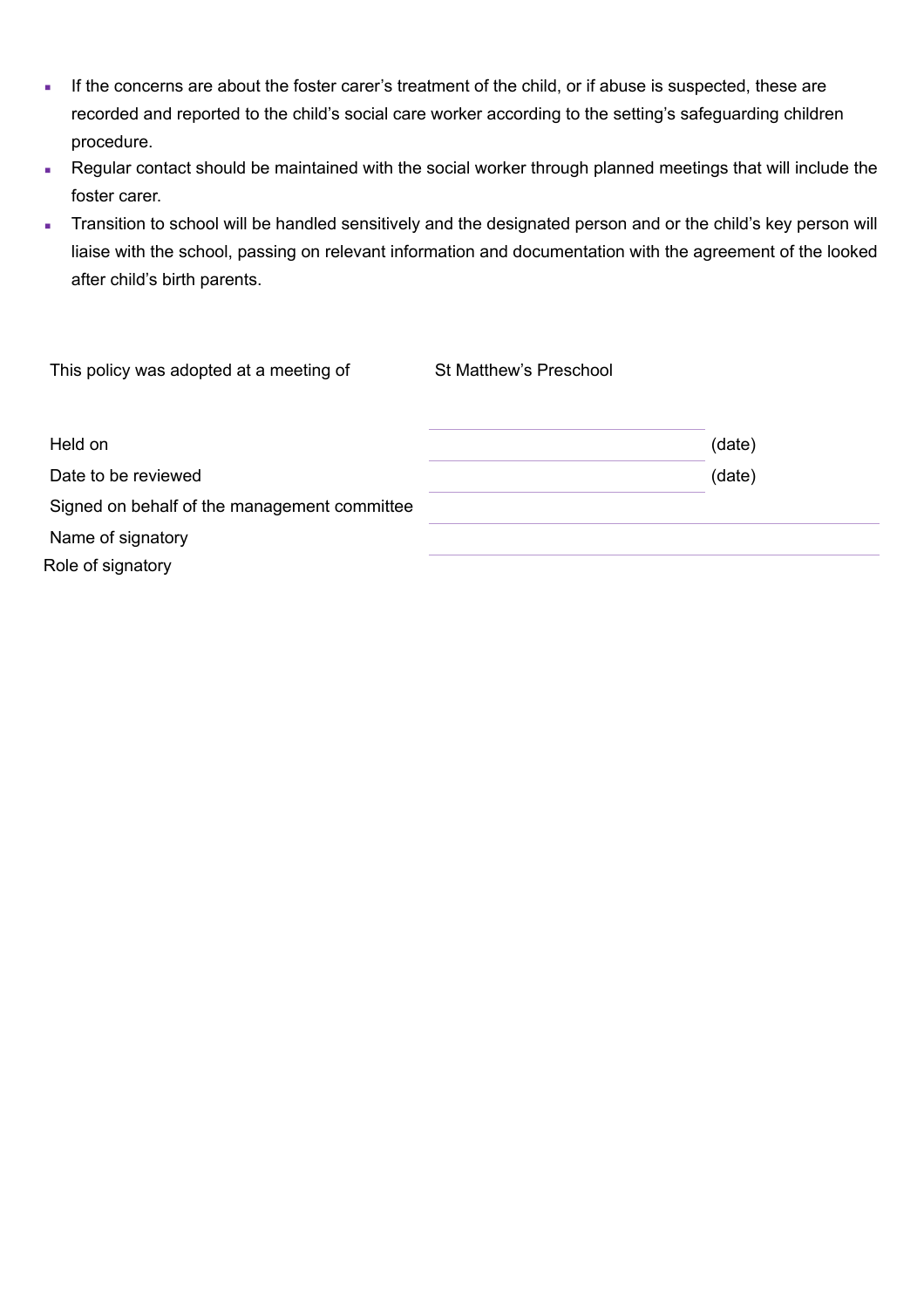- If the concerns are about the foster carer's treatment of the child, or if abuse is suspected, these are recorded and reported to the child's social care worker according to the setting's safeguarding children procedure.
- Regular contact should be maintained with the social worker through planned meetings that will include the foster carer.
- Transition to school will be handled sensitively and the designated person and or the child's key person will liaise with the school, passing on relevant information and documentation with the agreement of the looked after child's birth parents.

| | | |
|---|---|---|
| This policy was adopted at a meeting of | St Matthew's Preschool | |
| Held on | | (date) |
| Date to be reviewed | | (date) |
| Signed on behalf of the management committee | | |
| Name of signatory | | |
| Role of signatory | | |